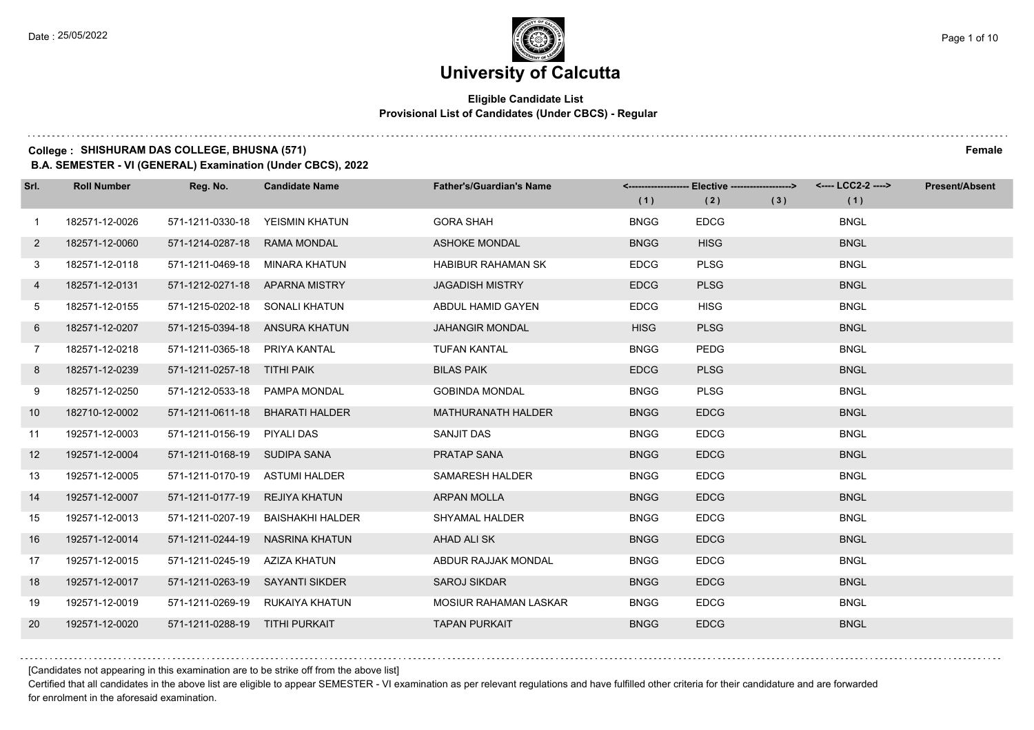Date : 25/05/2022

# University of Calcutta

**Eligible Candidate List**
**Provisional List of Candidates (Under CBCS) - Regular**

**College : SHISHURAM DAS COLLEGE, BHUSNA (571)** **Female**
**B.A. SEMESTER - VI (GENERAL) Examination (Under CBCS), 2022**

| Srl. | Roll Number | Reg. No. | Candidate Name | Father's/Guardian's Name | <------------------ Elective ------------------> | | | <---- LCC2-2 ----> | Present/Absent |
|---|---|---|---|---|---|---|---|---|---|
| | | | | | (1) | (2) | (3) | (1) | |
| 1 | 182571-12-0026 | 571-1211-0330-18 | YEISMIN KHATUN | GORA SHAH | BNGG | EDCG | | BNGL | |
| 2 | 182571-12-0060 | 571-1214-0287-18 | RAMA MONDAL | ASHOKE MONDAL | BNGG | HISG | | BNGL | |
| 3 | 182571-12-0118 | 571-1211-0469-18 | MINARA KHATUN | HABIBUR RAHAMAN SK | EDCG | PLSG | | BNGL | |
| 4 | 182571-12-0131 | 571-1212-0271-18 | APARNA MISTRY | JAGADISH MISTRY | EDCG | PLSG | | BNGL | |
| 5 | 182571-12-0155 | 571-1215-0202-18 | SONALI KHATUN | ABDUL HAMID GAYEN | EDCG | HISG | | BNGL | |
| 6 | 182571-12-0207 | 571-1215-0394-18 | ANSURA KHATUN | JAHANGIR MONDAL | HISG | PLSG | | BNGL | |
| 7 | 182571-12-0218 | 571-1211-0365-18 | PRIYA KANTAL | TUFAN KANTAL | BNGG | PEDG | | BNGL | |
| 8 | 182571-12-0239 | 571-1211-0257-18 | TITHI PAIK | BILAS PAIK | EDCG | PLSG | | BNGL | |
| 9 | 182571-12-0250 | 571-1212-0533-18 | PAMPA MONDAL | GOBINDA MONDAL | BNGG | PLSG | | BNGL | |
| 10 | 182710-12-0002 | 571-1211-0611-18 | BHARATI HALDER | MATHURANATH HALDER | BNGG | EDCG | | BNGL | |
| 11 | 192571-12-0003 | 571-1211-0156-19 | PIYALI DAS | SANJIT DAS | BNGG | EDCG | | BNGL | |
| 12 | 192571-12-0004 | 571-1211-0168-19 | SUDIPA SANA | PRATAP SANA | BNGG | EDCG | | BNGL | |
| 13 | 192571-12-0005 | 571-1211-0170-19 | ASTUMI HALDER | SAMARESH HALDER | BNGG | EDCG | | BNGL | |
| 14 | 192571-12-0007 | 571-1211-0177-19 | REJIYA KHATUN | ARPAN MOLLA | BNGG | EDCG | | BNGL | |
| 15 | 192571-12-0013 | 571-1211-0207-19 | BAISHAKHI HALDER | SHYAMAL HALDER | BNGG | EDCG | | BNGL | |
| 16 | 192571-12-0014 | 571-1211-0244-19 | NASRINA KHATUN | AHAD ALI SK | BNGG | EDCG | | BNGL | |
| 17 | 192571-12-0015 | 571-1211-0245-19 | AZIZA KHATUN | ABDUR RAJJAK MONDAL | BNGG | EDCG | | BNGL | |
| 18 | 192571-12-0017 | 571-1211-0263-19 | SAYANTI SIKDER | SAROJ SIKDAR | BNGG | EDCG | | BNGL | |
| 19 | 192571-12-0019 | 571-1211-0269-19 | RUKAIYA KHATUN | MOSIUR RAHAMAN LASKAR | BNGG | EDCG | | BNGL | |
| 20 | 192571-12-0020 | 571-1211-0288-19 | TITHI PURKAIT | TAPAN PURKAIT | BNGG | EDCG | | BNGL | |

[Candidates not appearing in this examination are to be strike off from the above list]

Certified that all candidates in the above list are eligible to appear SEMESTER - VI examination as per relevant regulations and have fulfilled other criteria for their candidature and are forwarded for enrolment in the aforesaid examination.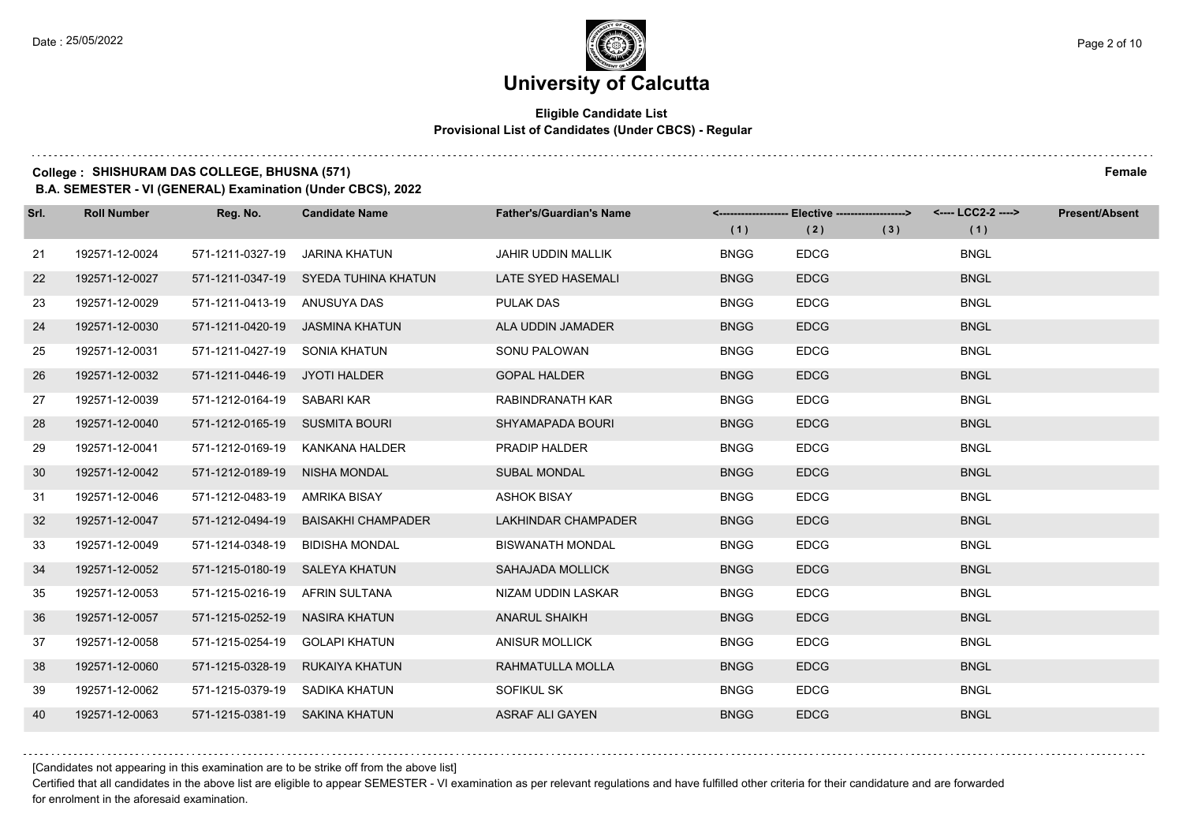# University of Calcutta

**Eligible Candidate List**
**Provisional List of Candidates (Under CBCS) - Regular**

**College : SHISHURAM DAS COLLEGE, BHUSNA (571)** **Female**

**B.A. SEMESTER - VI (GENERAL) Examination (Under CBCS), 2022**

| Srl. | Roll Number | Reg. No. | Candidate Name | Father's/Guardian's Name | Elective (1) | Elective (2) | Elective (3) | LCC2-2 (1) | Present/Absent |
|---|---|---|---|---|---|---|---|---|---|
| 21 | 192571-12-0024 | 571-1211-0327-19 | JARINA KHATUN | JAHIR UDDIN MALLIK | BNGG | EDCG | | BNGL | |
| 22 | 192571-12-0027 | 571-1211-0347-19 | SYEDA TUHINA KHATUN | LATE SYED HASEMALI | BNGG | EDCG | | BNGL | |
| 23 | 192571-12-0029 | 571-1211-0413-19 | ANUSUYA DAS | PULAK DAS | BNGG | EDCG | | BNGL | |
| 24 | 192571-12-0030 | 571-1211-0420-19 | JASMINA KHATUN | ALA UDDIN JAMADER | BNGG | EDCG | | BNGL | |
| 25 | 192571-12-0031 | 571-1211-0427-19 | SONIA KHATUN | SONU PALOWAN | BNGG | EDCG | | BNGL | |
| 26 | 192571-12-0032 | 571-1211-0446-19 | JYOTI HALDER | GOPAL HALDER | BNGG | EDCG | | BNGL | |
| 27 | 192571-12-0039 | 571-1212-0164-19 | SABARI KAR | RABINDRANATH KAR | BNGG | EDCG | | BNGL | |
| 28 | 192571-12-0040 | 571-1212-0165-19 | SUSMITA BOURI | SHYAMAPADA BOURI | BNGG | EDCG | | BNGL | |
| 29 | 192571-12-0041 | 571-1212-0169-19 | KANKANA HALDER | PRADIP HALDER | BNGG | EDCG | | BNGL | |
| 30 | 192571-12-0042 | 571-1212-0189-19 | NISHA MONDAL | SUBAL MONDAL | BNGG | EDCG | | BNGL | |
| 31 | 192571-12-0046 | 571-1212-0483-19 | AMRIKA BISAY | ASHOK BISAY | BNGG | EDCG | | BNGL | |
| 32 | 192571-12-0047 | 571-1212-0494-19 | BAISAKHI CHAMPADER | LAKHINDAR CHAMPADER | BNGG | EDCG | | BNGL | |
| 33 | 192571-12-0049 | 571-1214-0348-19 | BIDISHA MONDAL | BISWANATH MONDAL | BNGG | EDCG | | BNGL | |
| 34 | 192571-12-0052 | 571-1215-0180-19 | SALEYA KHATUN | SAHAJADA MOLLICK | BNGG | EDCG | | BNGL | |
| 35 | 192571-12-0053 | 571-1215-0216-19 | AFRIN SULTANA | NIZAM UDDIN LASKAR | BNGG | EDCG | | BNGL | |
| 36 | 192571-12-0057 | 571-1215-0252-19 | NASIRA KHATUN | ANARUL SHAIKH | BNGG | EDCG | | BNGL | |
| 37 | 192571-12-0058 | 571-1215-0254-19 | GOLAPI KHATUN | ANISUR MOLLICK | BNGG | EDCG | | BNGL | |
| 38 | 192571-12-0060 | 571-1215-0328-19 | RUKAIYA KHATUN | RAHMATULLA MOLLA | BNGG | EDCG | | BNGL | |
| 39 | 192571-12-0062 | 571-1215-0379-19 | SADIKA KHATUN | SOFIKUL SK | BNGG | EDCG | | BNGL | |
| 40 | 192571-12-0063 | 571-1215-0381-19 | SAKINA KHATUN | ASRAF ALI GAYEN | BNGG | EDCG | | BNGL | |

[Candidates not appearing in this examination are to be strike off from the above list]

Certified that all candidates in the above list are eligible to appear SEMESTER - VI examination as per relevant regulations and have fulfilled other criteria for their candidature and are forwarded for enrolment in the aforesaid examination.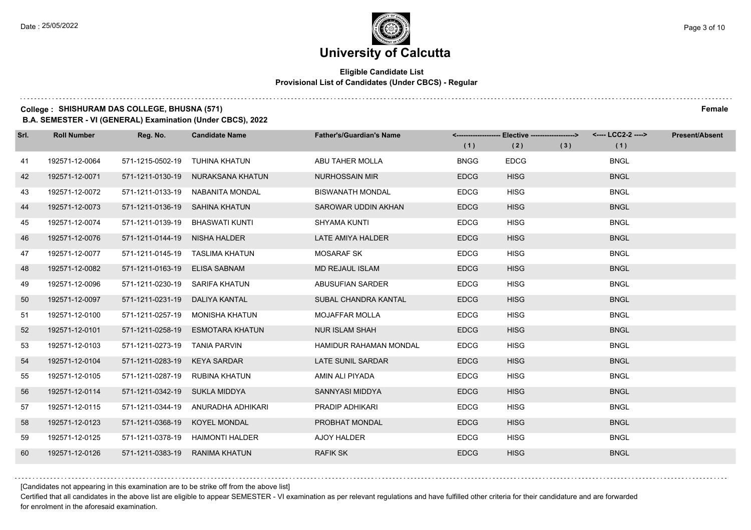# University of Calcutta

**Eligible Candidate List**
**Provisional List of Candidates (Under CBCS) - Regular**

**College : SHISHURAM DAS COLLEGE, BHUSNA (571)** **Female**

**B.A. SEMESTER - VI (GENERAL) Examination (Under CBCS), 2022**

| Srl. | Roll Number | Reg. No. | Candidate Name | Father's/Guardian's Name | <---- Elective ----> | | | <---- LCC2-2 ----> | Present/Absent |
|---|---|---|---|---|---|---|---|---|---|
| | | | | | (1) | (2) | (3) | (1) | |
| 41 | 192571-12-0064 | 571-1215-0502-19 | TUHINA KHATUN | ABU TAHER MOLLA | BNGG | EDCG | | BNGL | |
| 42 | 192571-12-0071 | 571-1211-0130-19 | NURAKSANA KHATUN | NURHOSSAIN MIR | EDCG | HISG | | BNGL | |
| 43 | 192571-12-0072 | 571-1211-0133-19 | NABANITA MONDAL | BISWANATH MONDAL | EDCG | HISG | | BNGL | |
| 44 | 192571-12-0073 | 571-1211-0136-19 | SAHINA KHATUN | SAROWAR UDDIN AKHAN | EDCG | HISG | | BNGL | |
| 45 | 192571-12-0074 | 571-1211-0139-19 | BHASWATI KUNTI | SHYAMA KUNTI | EDCG | HISG | | BNGL | |
| 46 | 192571-12-0076 | 571-1211-0144-19 | NISHA HALDER | LATE AMIYA HALDER | EDCG | HISG | | BNGL | |
| 47 | 192571-12-0077 | 571-1211-0145-19 | TASLIMA KHATUN | MOSARAF SK | EDCG | HISG | | BNGL | |
| 48 | 192571-12-0082 | 571-1211-0163-19 | ELISA SABNAM | MD REJAUL ISLAM | EDCG | HISG | | BNGL | |
| 49 | 192571-12-0096 | 571-1211-0230-19 | SARIFA KHATUN | ABUSUFIAN SARDER | EDCG | HISG | | BNGL | |
| 50 | 192571-12-0097 | 571-1211-0231-19 | DALIYA KANTAL | SUBAL CHANDRA KANTAL | EDCG | HISG | | BNGL | |
| 51 | 192571-12-0100 | 571-1211-0257-19 | MONISHA KHATUN | MOJAFFAR MOLLA | EDCG | HISG | | BNGL | |
| 52 | 192571-12-0101 | 571-1211-0258-19 | ESMOTARA KHATUN | NUR ISLAM SHAH | EDCG | HISG | | BNGL | |
| 53 | 192571-12-0103 | 571-1211-0273-19 | TANIA PARVIN | HAMIDUR RAHAMAN MONDAL | EDCG | HISG | | BNGL | |
| 54 | 192571-12-0104 | 571-1211-0283-19 | KEYA SARDAR | LATE SUNIL SARDAR | EDCG | HISG | | BNGL | |
| 55 | 192571-12-0105 | 571-1211-0287-19 | RUBINA KHATUN | AMIN ALI PIYADA | EDCG | HISG | | BNGL | |
| 56 | 192571-12-0114 | 571-1211-0342-19 | SUKLA MIDDYA | SANNYASI MIDDYA | EDCG | HISG | | BNGL | |
| 57 | 192571-12-0115 | 571-1211-0344-19 | ANURADHA ADHIKARI | PRADIP ADHIKARI | EDCG | HISG | | BNGL | |
| 58 | 192571-12-0123 | 571-1211-0368-19 | KOYEL MONDAL | PROBHAT MONDAL | EDCG | HISG | | BNGL | |
| 59 | 192571-12-0125 | 571-1211-0378-19 | HAIMONTI HALDER | AJOY HALDER | EDCG | HISG | | BNGL | |
| 60 | 192571-12-0126 | 571-1211-0383-19 | RANIMA KHATUN | RAFIK SK | EDCG | HISG | | BNGL | |

[Candidates not appearing in this examination are to be strike off from the above list]

Certified that all candidates in the above list are eligible to appear SEMESTER - VI examination as per relevant regulations and have fulfilled other criteria for their candidature and are forwarded for enrolment in the aforesaid examination.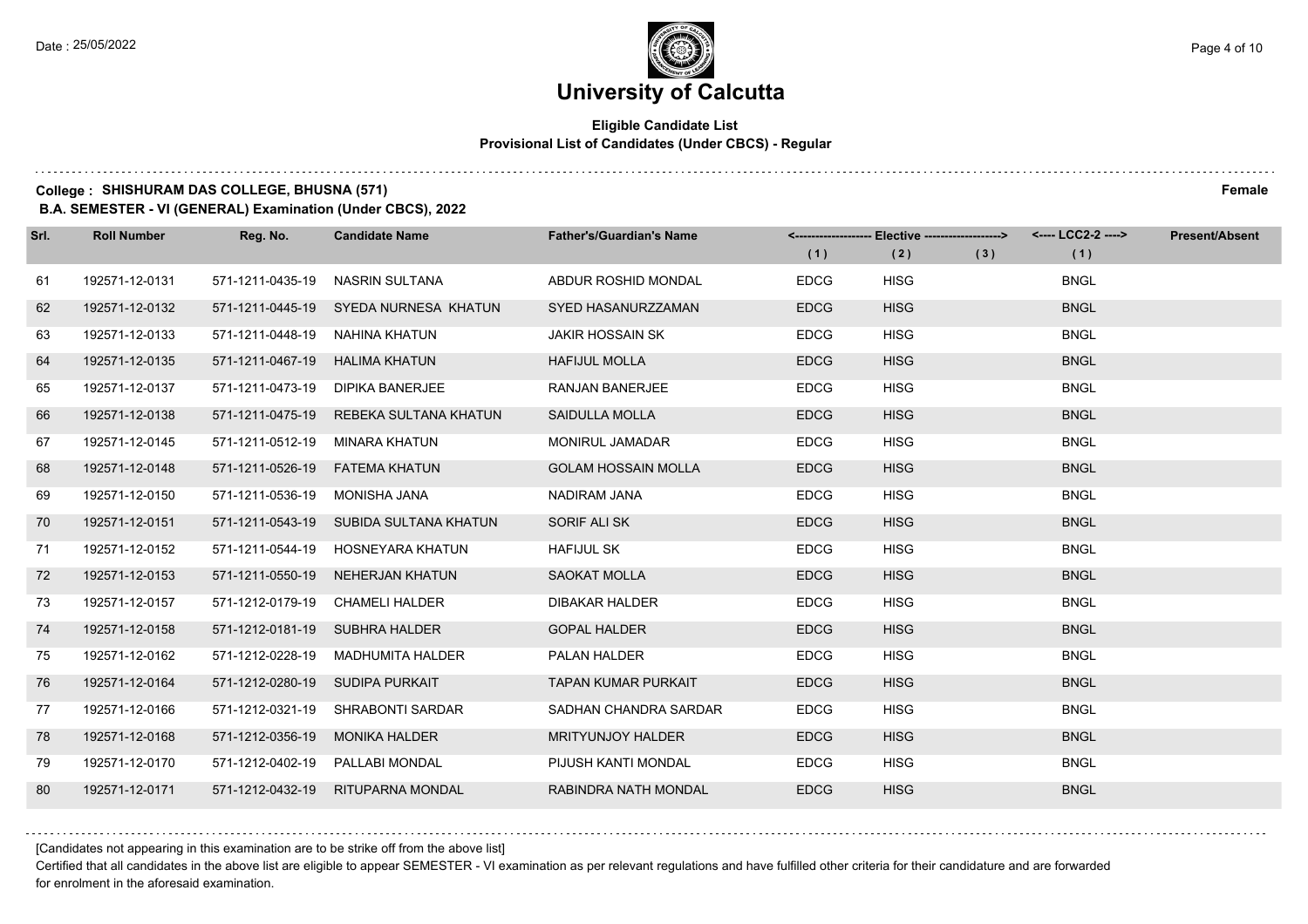# University of Calcutta

**Eligible Candidate List**
**Provisional List of Candidates (Under CBCS) - Regular**

**College : SHISHURAM DAS COLLEGE, BHUSNA (571)** **Female**

**B.A. SEMESTER - VI (GENERAL) Examination (Under CBCS), 2022**

| Srl. | Roll Number | Reg. No. | Candidate Name | Father's/Guardian's Name | Elective (1) | Elective (2) | Elective (3) | LCC2-2 (1) | Present/Absent |
|---|---|---|---|---|---|---|---|---|---|
| 61 | 192571-12-0131 | 571-1211-0435-19 | NASRIN SULTANA | ABDUR ROSHID MONDAL | EDCG | HISG | | BNGL | |
| 62 | 192571-12-0132 | 571-1211-0445-19 | SYEDA NURNESA KHATUN | SYED HASANURZZAMAN | EDCG | HISG | | BNGL | |
| 63 | 192571-12-0133 | 571-1211-0448-19 | NAHINA KHATUN | JAKIR HOSSAIN SK | EDCG | HISG | | BNGL | |
| 64 | 192571-12-0135 | 571-1211-0467-19 | HALIMA KHATUN | HAFIJUL MOLLA | EDCG | HISG | | BNGL | |
| 65 | 192571-12-0137 | 571-1211-0473-19 | DIPIKA BANERJEE | RANJAN BANERJEE | EDCG | HISG | | BNGL | |
| 66 | 192571-12-0138 | 571-1211-0475-19 | REBEKA SULTANA KHATUN | SAIDULLA MOLLA | EDCG | HISG | | BNGL | |
| 67 | 192571-12-0145 | 571-1211-0512-19 | MINARA KHATUN | MONIRUL JAMADAR | EDCG | HISG | | BNGL | |
| 68 | 192571-12-0148 | 571-1211-0526-19 | FATEMA KHATUN | GOLAM HOSSAIN MOLLA | EDCG | HISG | | BNGL | |
| 69 | 192571-12-0150 | 571-1211-0536-19 | MONISHA JANA | NADIRAM JANA | EDCG | HISG | | BNGL | |
| 70 | 192571-12-0151 | 571-1211-0543-19 | SUBIDA SULTANA KHATUN | SORIF ALI SK | EDCG | HISG | | BNGL | |
| 71 | 192571-12-0152 | 571-1211-0544-19 | HOSNEYARA KHATUN | HAFIJUL SK | EDCG | HISG | | BNGL | |
| 72 | 192571-12-0153 | 571-1211-0550-19 | NEHERJAN KHATUN | SAOKAT MOLLA | EDCG | HISG | | BNGL | |
| 73 | 192571-12-0157 | 571-1212-0179-19 | CHAMELI HALDER | DIBAKAR HALDER | EDCG | HISG | | BNGL | |
| 74 | 192571-12-0158 | 571-1212-0181-19 | SUBHRA HALDER | GOPAL HALDER | EDCG | HISG | | BNGL | |
| 75 | 192571-12-0162 | 571-1212-0228-19 | MADHUMITA HALDER | PALAN HALDER | EDCG | HISG | | BNGL | |
| 76 | 192571-12-0164 | 571-1212-0280-19 | SUDIPA PURKAIT | TAPAN KUMAR PURKAIT | EDCG | HISG | | BNGL | |
| 77 | 192571-12-0166 | 571-1212-0321-19 | SHRABONTI SARDAR | SADHAN CHANDRA SARDAR | EDCG | HISG | | BNGL | |
| 78 | 192571-12-0168 | 571-1212-0356-19 | MONIKA HALDER | MRITYUNJOY HALDER | EDCG | HISG | | BNGL | |
| 79 | 192571-12-0170 | 571-1212-0402-19 | PALLABI MONDAL | PIJUSH KANTI MONDAL | EDCG | HISG | | BNGL | |
| 80 | 192571-12-0171 | 571-1212-0432-19 | RITUPARNA MONDAL | RABINDRA NATH MONDAL | EDCG | HISG | | BNGL | |

[Candidates not appearing in this examination are to be strike off from the above list]

Certified that all candidates in the above list are eligible to appear SEMESTER - VI examination as per relevant regulations and have fulfilled other criteria for their candidature and are forwarded for enrolment in the aforesaid examination.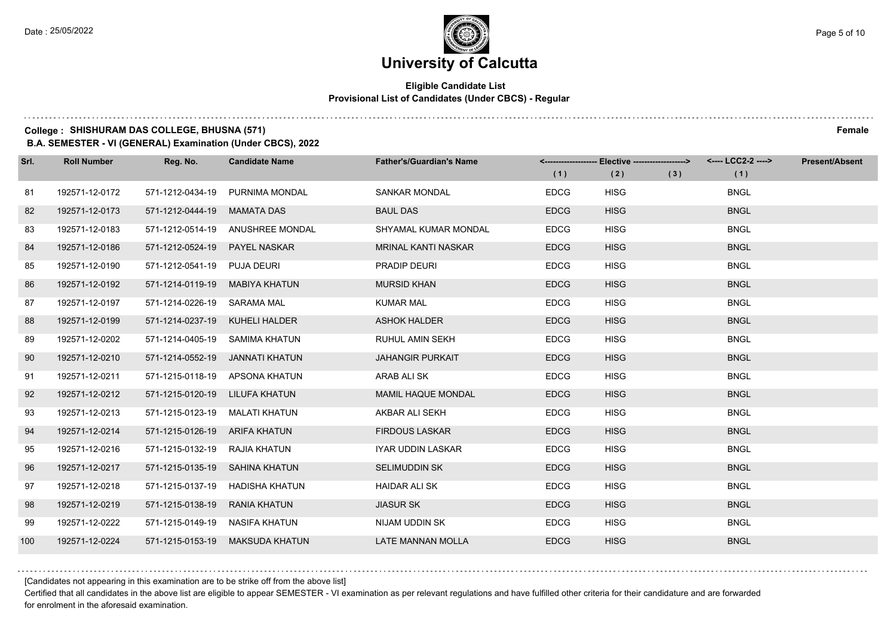Date : 25/05/2022

# University of Calcutta

**Eligible Candidate List**
**Provisional List of Candidates (Under CBCS) - Regular**

**College : SHISHURAM DAS COLLEGE, BHUSNA (571)** **Female**

**B.A. SEMESTER - VI (GENERAL) Examination (Under CBCS), 2022**

| Srl. | Roll Number | Reg. No. | Candidate Name | Father's/Guardian's Name | Elective (1) | Elective (2) | Elective (3) | LCC2-2 (1) | Present/Absent |
|---|---|---|---|---|---|---|---|---|---|
| 81 | 192571-12-0172 | 571-1212-0434-19 | PURNIMA MONDAL | SANKAR MONDAL | EDCG | HISG | | BNGL | |
| 82 | 192571-12-0173 | 571-1212-0444-19 | MAMATA DAS | BAUL DAS | EDCG | HISG | | BNGL | |
| 83 | 192571-12-0183 | 571-1212-0514-19 | ANUSHREE MONDAL | SHYAMAL KUMAR MONDAL | EDCG | HISG | | BNGL | |
| 84 | 192571-12-0186 | 571-1212-0524-19 | PAYEL NASKAR | MRINAL KANTI NASKAR | EDCG | HISG | | BNGL | |
| 85 | 192571-12-0190 | 571-1212-0541-19 | PUJA DEURI | PRADIP DEURI | EDCG | HISG | | BNGL | |
| 86 | 192571-12-0192 | 571-1214-0119-19 | MABIYA KHATUN | MURSID KHAN | EDCG | HISG | | BNGL | |
| 87 | 192571-12-0197 | 571-1214-0226-19 | SARAMA MAL | KUMAR MAL | EDCG | HISG | | BNGL | |
| 88 | 192571-12-0199 | 571-1214-0237-19 | KUHELI HALDER | ASHOK HALDER | EDCG | HISG | | BNGL | |
| 89 | 192571-12-0202 | 571-1214-0405-19 | SAMIMA KHATUN | RUHUL AMIN SEKH | EDCG | HISG | | BNGL | |
| 90 | 192571-12-0210 | 571-1214-0552-19 | JANNATI KHATUN | JAHANGIR PURKAIT | EDCG | HISG | | BNGL | |
| 91 | 192571-12-0211 | 571-1215-0118-19 | APSONA KHATUN | ARAB ALI SK | EDCG | HISG | | BNGL | |
| 92 | 192571-12-0212 | 571-1215-0120-19 | LILUFA KHATUN | MAMIL HAQUE MONDAL | EDCG | HISG | | BNGL | |
| 93 | 192571-12-0213 | 571-1215-0123-19 | MALATI KHATUN | AKBAR ALI SEKH | EDCG | HISG | | BNGL | |
| 94 | 192571-12-0214 | 571-1215-0126-19 | ARIFA KHATUN | FIRDOUS LASKAR | EDCG | HISG | | BNGL | |
| 95 | 192571-12-0216 | 571-1215-0132-19 | RAJIA KHATUN | IYAR UDDIN LASKAR | EDCG | HISG | | BNGL | |
| 96 | 192571-12-0217 | 571-1215-0135-19 | SAHINA KHATUN | SELIMUDDIN SK | EDCG | HISG | | BNGL | |
| 97 | 192571-12-0218 | 571-1215-0137-19 | HADISHA KHATUN | HAIDAR ALI SK | EDCG | HISG | | BNGL | |
| 98 | 192571-12-0219 | 571-1215-0138-19 | RANIA KHATUN | JIASUR SK | EDCG | HISG | | BNGL | |
| 99 | 192571-12-0222 | 571-1215-0149-19 | NASIFA KHATUN | NIJAM UDDIN SK | EDCG | HISG | | BNGL | |
| 100 | 192571-12-0224 | 571-1215-0153-19 | MAKSUDA KHATUN | LATE MANNAN MOLLA | EDCG | HISG | | BNGL | |

[Candidates not appearing in this examination are to be strike off from the above list]

Certified that all candidates in the above list are eligible to appear SEMESTER - VI examination as per relevant regulations and have fulfilled other criteria for their candidature and are forwarded for enrolment in the aforesaid examination.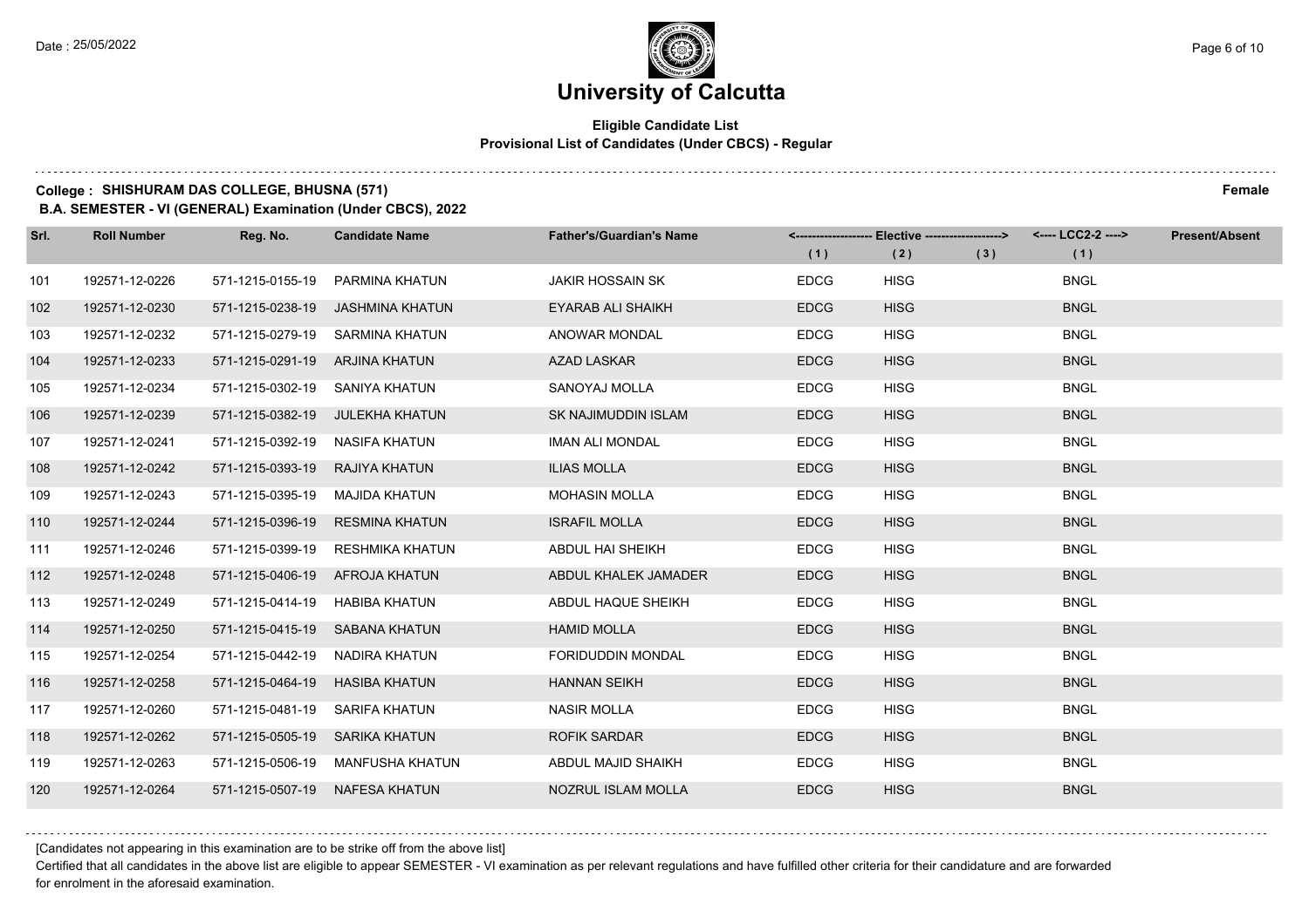# University of Calcutta

## Eligible Candidate List
### Provisional List of Candidates (Under CBCS) - Regular

**College : SHISHURAM DAS COLLEGE, BHUSNA (571)** **Female**

**B.A. SEMESTER - VI (GENERAL) Examination (Under CBCS), 2022**

| Srl. | Roll Number | Reg. No. | Candidate Name | Father's/Guardian's Name | <------------------- Elective -------------------> | | | <---- LCC2-2 ----> | Present/Absent |
|---|---|---|---|---|---|---|---|---|---|
| | | | | | (1) | (2) | (3) | (1) | |
| 101 | 192571-12-0226 | 571-1215-0155-19 | PARMINA KHATUN | JAKIR HOSSAIN SK | EDCG | HISG | | BNGL | |
| 102 | 192571-12-0230 | 571-1215-0238-19 | JASHMINA KHATUN | EYARAB ALI SHAIKH | EDCG | HISG | | BNGL | |
| 103 | 192571-12-0232 | 571-1215-0279-19 | SARMINA KHATUN | ANOWAR MONDAL | EDCG | HISG | | BNGL | |
| 104 | 192571-12-0233 | 571-1215-0291-19 | ARJINA KHATUN | AZAD LASKAR | EDCG | HISG | | BNGL | |
| 105 | 192571-12-0234 | 571-1215-0302-19 | SANIYA KHATUN | SANOYAJ MOLLA | EDCG | HISG | | BNGL | |
| 106 | 192571-12-0239 | 571-1215-0382-19 | JULEKHA KHATUN | SK NAJIMUDDIN ISLAM | EDCG | HISG | | BNGL | |
| 107 | 192571-12-0241 | 571-1215-0392-19 | NASIFA KHATUN | IMAN ALI MONDAL | EDCG | HISG | | BNGL | |
| 108 | 192571-12-0242 | 571-1215-0393-19 | RAJIYA KHATUN | ILIAS MOLLA | EDCG | HISG | | BNGL | |
| 109 | 192571-12-0243 | 571-1215-0395-19 | MAJIDA KHATUN | MOHASIN MOLLA | EDCG | HISG | | BNGL | |
| 110 | 192571-12-0244 | 571-1215-0396-19 | RESMINA KHATUN | ISRAFIL MOLLA | EDCG | HISG | | BNGL | |
| 111 | 192571-12-0246 | 571-1215-0399-19 | RESHMIKA KHATUN | ABDUL HAI SHEIKH | EDCG | HISG | | BNGL | |
| 112 | 192571-12-0248 | 571-1215-0406-19 | AFROJA KHATUN | ABDUL KHALEK JAMADER | EDCG | HISG | | BNGL | |
| 113 | 192571-12-0249 | 571-1215-0414-19 | HABIBA KHATUN | ABDUL HAQUE SHEIKH | EDCG | HISG | | BNGL | |
| 114 | 192571-12-0250 | 571-1215-0415-19 | SABANA KHATUN | HAMID MOLLA | EDCG | HISG | | BNGL | |
| 115 | 192571-12-0254 | 571-1215-0442-19 | NADIRA KHATUN | FORIDUDDIN MONDAL | EDCG | HISG | | BNGL | |
| 116 | 192571-12-0258 | 571-1215-0464-19 | HASIBA KHATUN | HANNAN SEIKH | EDCG | HISG | | BNGL | |
| 117 | 192571-12-0260 | 571-1215-0481-19 | SARIFA KHATUN | NASIR MOLLA | EDCG | HISG | | BNGL | |
| 118 | 192571-12-0262 | 571-1215-0505-19 | SARIKA KHATUN | ROFIK SARDAR | EDCG | HISG | | BNGL | |
| 119 | 192571-12-0263 | 571-1215-0506-19 | MANFUSHA KHATUN | ABDUL MAJID SHAIKH | EDCG | HISG | | BNGL | |
| 120 | 192571-12-0264 | 571-1215-0507-19 | NAFESA KHATUN | NOZRUL ISLAM MOLLA | EDCG | HISG | | BNGL | |

[Candidates not appearing in this examination are to be strike off from the above list]

Certified that all candidates in the above list are eligible to appear SEMESTER - VI examination as per relevant regulations and have fulfilled other criteria for their candidature and are forwarded for enrolment in the aforesaid examination.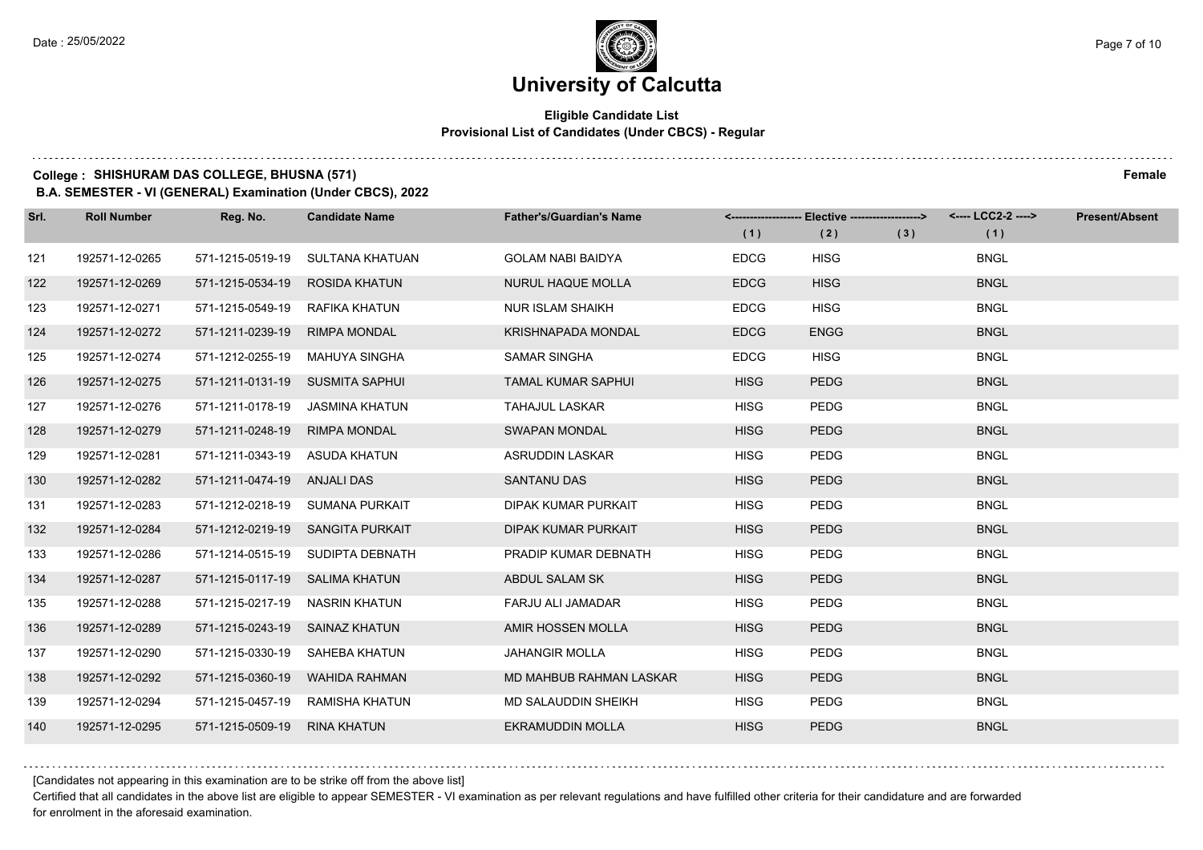# University of Calcutta

**Eligible Candidate List**
**Provisional List of Candidates (Under CBCS) - Regular**

**College : SHISHURAM DAS COLLEGE, BHUSNA (571)** **Female**

**B.A. SEMESTER - VI (GENERAL) Examination (Under CBCS), 2022**

| Srl. | Roll Number | Reg. No. | Candidate Name | Father's/Guardian's Name | Elective (1) | Elective (2) | Elective (3) | LCC2-2 (1) | Present/Absent |
|---|---|---|---|---|---|---|---|---|---|
| 121 | 192571-12-0265 | 571-1215-0519-19 | SULTANA KHATUAN | GOLAM NABI BAIDYA | EDCG | HISG | | BNGL | |
| 122 | 192571-12-0269 | 571-1215-0534-19 | ROSIDA KHATUN | NURUL HAQUE MOLLA | EDCG | HISG | | BNGL | |
| 123 | 192571-12-0271 | 571-1215-0549-19 | RAFIKA KHATUN | NUR ISLAM SHAIKH | EDCG | HISG | | BNGL | |
| 124 | 192571-12-0272 | 571-1211-0239-19 | RIMPA MONDAL | KRISHNAPADA MONDAL | EDCG | ENGG | | BNGL | |
| 125 | 192571-12-0274 | 571-1212-0255-19 | MAHUYA SINGHA | SAMAR SINGHA | EDCG | HISG | | BNGL | |
| 126 | 192571-12-0275 | 571-1211-0131-19 | SUSMITA SAPHUI | TAMAL KUMAR SAPHUI | HISG | PEDG | | BNGL | |
| 127 | 192571-12-0276 | 571-1211-0178-19 | JASMINA KHATUN | TAHAJUL LASKAR | HISG | PEDG | | BNGL | |
| 128 | 192571-12-0279 | 571-1211-0248-19 | RIMPA MONDAL | SWAPAN MONDAL | HISG | PEDG | | BNGL | |
| 129 | 192571-12-0281 | 571-1211-0343-19 | ASUDA KHATUN | ASRUDDIN LASKAR | HISG | PEDG | | BNGL | |
| 130 | 192571-12-0282 | 571-1211-0474-19 | ANJALI DAS | SANTANU DAS | HISG | PEDG | | BNGL | |
| 131 | 192571-12-0283 | 571-1212-0218-19 | SUMANA PURKAIT | DIPAK KUMAR PURKAIT | HISG | PEDG | | BNGL | |
| 132 | 192571-12-0284 | 571-1212-0219-19 | SANGITA PURKAIT | DIPAK KUMAR PURKAIT | HISG | PEDG | | BNGL | |
| 133 | 192571-12-0286 | 571-1214-0515-19 | SUDIPTA DEBNATH | PRADIP KUMAR DEBNATH | HISG | PEDG | | BNGL | |
| 134 | 192571-12-0287 | 571-1215-0117-19 | SALIMA KHATUN | ABDUL SALAM SK | HISG | PEDG | | BNGL | |
| 135 | 192571-12-0288 | 571-1215-0217-19 | NASRIN KHATUN | FARJU ALI JAMADAR | HISG | PEDG | | BNGL | |
| 136 | 192571-12-0289 | 571-1215-0243-19 | SAINAZ KHATUN | AMIR HOSSEN MOLLA | HISG | PEDG | | BNGL | |
| 137 | 192571-12-0290 | 571-1215-0330-19 | SAHEBA KHATUN | JAHANGIR MOLLA | HISG | PEDG | | BNGL | |
| 138 | 192571-12-0292 | 571-1215-0360-19 | WAHIDA RAHMAN | MD MAHBUB RAHMAN LASKAR | HISG | PEDG | | BNGL | |
| 139 | 192571-12-0294 | 571-1215-0457-19 | RAMISHA KHATUN | MD SALAUDDIN SHEIKH | HISG | PEDG | | BNGL | |
| 140 | 192571-12-0295 | 571-1215-0509-19 | RINA KHATUN | EKRAMUDDIN MOLLA | HISG | PEDG | | BNGL | |

[Candidates not appearing in this examination are to be strike off from the above list]

Certified that all candidates in the above list are eligible to appear SEMESTER - VI examination as per relevant regulations and have fulfilled other criteria for their candidature and are forwarded for enrolment in the aforesaid examination.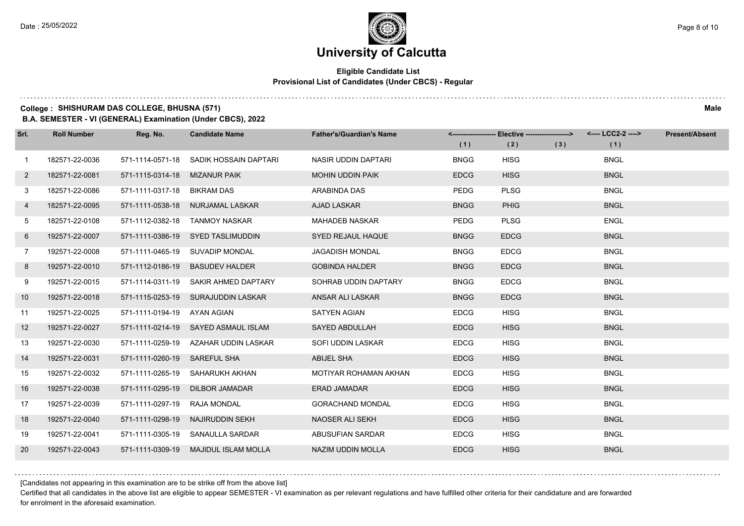# University of Calcutta

## Eligible Candidate List
### Provisional List of Candidates (Under CBCS) - Regular

**College : SHISHURAM DAS COLLEGE, BHUSNA (571)** **Male**

**B.A. SEMESTER - VI (GENERAL) Examination (Under CBCS), 2022**

| Srl. | Roll Number | Reg. No. | Candidate Name | Father's/Guardian's Name | Elective (1) | Elective (2) | Elective (3) | LCC2-2 (1) | Present/Absent |
|---|---|---|---|---|---|---|---|---|---|
| 1 | 182571-22-0036 | 571-1114-0571-18 | SADIK HOSSAIN DAPTARI | NASIR UDDIN DAPTARI | BNGG | HISG | | BNGL | |
| 2 | 182571-22-0081 | 571-1115-0314-18 | MIZANUR PAIK | MOHIN UDDIN PAIK | EDCG | HISG | | BNGL | |
| 3 | 182571-22-0086 | 571-1111-0317-18 | BIKRAM DAS | ARABINDA DAS | PEDG | PLSG | | BNGL | |
| 4 | 182571-22-0095 | 571-1111-0538-18 | NURJAMAL LASKAR | AJAD LASKAR | BNGG | PHIG | | BNGL | |
| 5 | 182571-22-0108 | 571-1112-0382-18 | TANMOY NASKAR | MAHADEB NASKAR | PEDG | PLSG | | ENGL | |
| 6 | 192571-22-0007 | 571-1111-0386-19 | SYED TASLIMUDDIN | SYED REJAUL HAQUE | BNGG | EDCG | | BNGL | |
| 7 | 192571-22-0008 | 571-1111-0465-19 | SUVADIP MONDAL | JAGADISH MONDAL | BNGG | EDCG | | BNGL | |
| 8 | 192571-22-0010 | 571-1112-0186-19 | BASUDEV HALDER | GOBINDA HALDER | BNGG | EDCG | | BNGL | |
| 9 | 192571-22-0015 | 571-1114-0311-19 | SAKIR AHMED DAPTARY | SOHRAB UDDIN DAPTARY | BNGG | EDCG | | BNGL | |
| 10 | 192571-22-0018 | 571-1115-0253-19 | SURAJUDDIN LASKAR | ANSAR ALI LASKAR | BNGG | EDCG | | BNGL | |
| 11 | 192571-22-0025 | 571-1111-0194-19 | AYAN AGIAN | SATYEN AGIAN | EDCG | HISG | | BNGL | |
| 12 | 192571-22-0027 | 571-1111-0214-19 | SAYED ASMAUL ISLAM | SAYED ABDULLAH | EDCG | HISG | | BNGL | |
| 13 | 192571-22-0030 | 571-1111-0259-19 | AZAHAR UDDIN LASKAR | SOFI UDDIN LASKAR | EDCG | HISG | | BNGL | |
| 14 | 192571-22-0031 | 571-1111-0260-19 | SAREFUL SHA | ABIJEL SHA | EDCG | HISG | | BNGL | |
| 15 | 192571-22-0032 | 571-1111-0265-19 | SAHARUKH AKHAN | MOTIYAR ROHAMAN AKHAN | EDCG | HISG | | BNGL | |
| 16 | 192571-22-0038 | 571-1111-0295-19 | DILBOR JAMADAR | ERAD JAMADAR | EDCG | HISG | | BNGL | |
| 17 | 192571-22-0039 | 571-1111-0297-19 | RAJA MONDAL | GORACHAND MONDAL | EDCG | HISG | | BNGL | |
| 18 | 192571-22-0040 | 571-1111-0298-19 | NAJIRUDDIN SEKH | NAOSER ALI SEKH | EDCG | HISG | | BNGL | |
| 19 | 192571-22-0041 | 571-1111-0305-19 | SANAULLA SARDAR | ABUSUFIAN SARDAR | EDCG | HISG | | BNGL | |
| 20 | 192571-22-0043 | 571-1111-0309-19 | MAJIDUL ISLAM MOLLA | NAZIM UDDIN MOLLA | EDCG | HISG | | BNGL | |

[Candidates not appearing in this examination are to be strike off from the above list]

Certified that all candidates in the above list are eligible to appear SEMESTER - VI examination as per relevant regulations and have fulfilled other criteria for their candidature and are forwarded for enrolment in the aforesaid examination.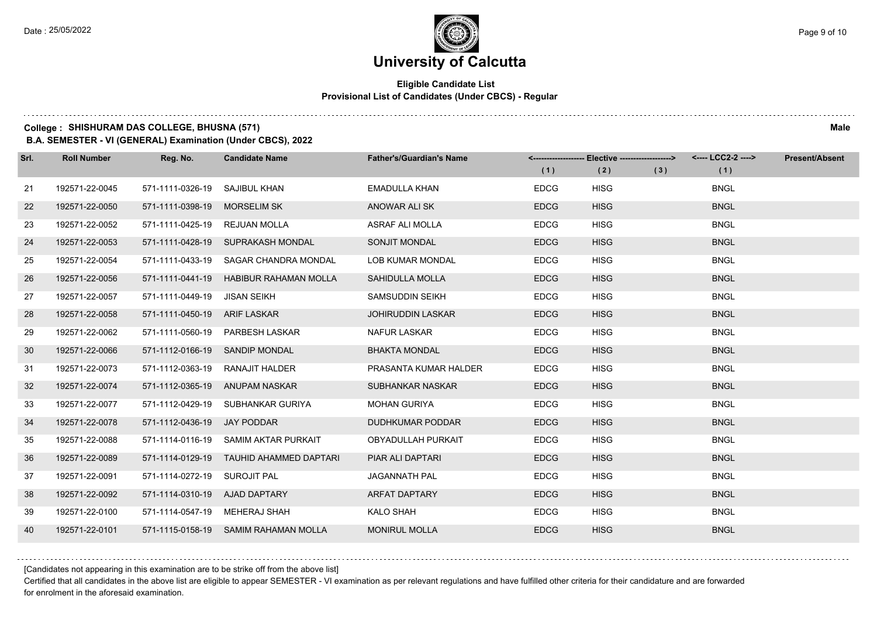# University of Calcutta

## Eligible Candidate List
### Provisional List of Candidates (Under CBCS) - Regular

**College : SHISHURAM DAS COLLEGE, BHUSNA (571)** **Male**

**B.A. SEMESTER - VI (GENERAL) Examination (Under CBCS), 2022**

| Srl. | Roll Number | Reg. No. | Candidate Name | Father's/Guardian's Name | Elective (1) | Elective (2) | Elective (3) | LCC2-2 (1) | Present/Absent |
|---|---|---|---|---|---|---|---|---|---|
| 21 | 192571-22-0045 | 571-1111-0326-19 | SAJIBUL KHAN | EMADULLA KHAN | EDCG | HISG | | BNGL | |
| 22 | 192571-22-0050 | 571-1111-0398-19 | MORSELIM SK | ANOWAR ALI SK | EDCG | HISG | | BNGL | |
| 23 | 192571-22-0052 | 571-1111-0425-19 | REJUAN MOLLA | ASRAF ALI MOLLA | EDCG | HISG | | BNGL | |
| 24 | 192571-22-0053 | 571-1111-0428-19 | SUPRAKASH MONDAL | SONJIT MONDAL | EDCG | HISG | | BNGL | |
| 25 | 192571-22-0054 | 571-1111-0433-19 | SAGAR CHANDRA MONDAL | LOB KUMAR MONDAL | EDCG | HISG | | BNGL | |
| 26 | 192571-22-0056 | 571-1111-0441-19 | HABIBUR RAHAMAN MOLLA | SAHIDULLA MOLLA | EDCG | HISG | | BNGL | |
| 27 | 192571-22-0057 | 571-1111-0449-19 | JISAN SEIKH | SAMSUDDIN SEIKH | EDCG | HISG | | BNGL | |
| 28 | 192571-22-0058 | 571-1111-0450-19 | ARIF LASKAR | JOHIRUDDIN LASKAR | EDCG | HISG | | BNGL | |
| 29 | 192571-22-0062 | 571-1111-0560-19 | PARBESH LASKAR | NAFUR LASKAR | EDCG | HISG | | BNGL | |
| 30 | 192571-22-0066 | 571-1112-0166-19 | SANDIP MONDAL | BHAKTA MONDAL | EDCG | HISG | | BNGL | |
| 31 | 192571-22-0073 | 571-1112-0363-19 | RANAJIT HALDER | PRASANTA KUMAR HALDER | EDCG | HISG | | BNGL | |
| 32 | 192571-22-0074 | 571-1112-0365-19 | ANUPAM NASKAR | SUBHANKAR NASKAR | EDCG | HISG | | BNGL | |
| 33 | 192571-22-0077 | 571-1112-0429-19 | SUBHANKAR GURIYA | MOHAN GURIYA | EDCG | HISG | | BNGL | |
| 34 | 192571-22-0078 | 571-1112-0436-19 | JAY PODDAR | DUDHKUMAR PODDAR | EDCG | HISG | | BNGL | |
| 35 | 192571-22-0088 | 571-1114-0116-19 | SAMIM AKTAR PURKAIT | OBYADULLAH PURKAIT | EDCG | HISG | | BNGL | |
| 36 | 192571-22-0089 | 571-1114-0129-19 | TAUHID AHAMMED DAPTARI | PIAR ALI DAPTARI | EDCG | HISG | | BNGL | |
| 37 | 192571-22-0091 | 571-1114-0272-19 | SUROJIT PAL | JAGANNATH PAL | EDCG | HISG | | BNGL | |
| 38 | 192571-22-0092 | 571-1114-0310-19 | AJAD DAPTARY | ARFAT DAPTARY | EDCG | HISG | | BNGL | |
| 39 | 192571-22-0100 | 571-1114-0547-19 | MEHERAJ SHAH | KALO SHAH | EDCG | HISG | | BNGL | |
| 40 | 192571-22-0101 | 571-1115-0158-19 | SAMIM RAHAMAN MOLLA | MONIRUL MOLLA | EDCG | HISG | | BNGL | |

[Candidates not appearing in this examination are to be strike off from the above list]

Certified that all candidates in the above list are eligible to appear SEMESTER - VI examination as per relevant regulations and have fulfilled other criteria for their candidature and are forwarded for enrolment in the aforesaid examination.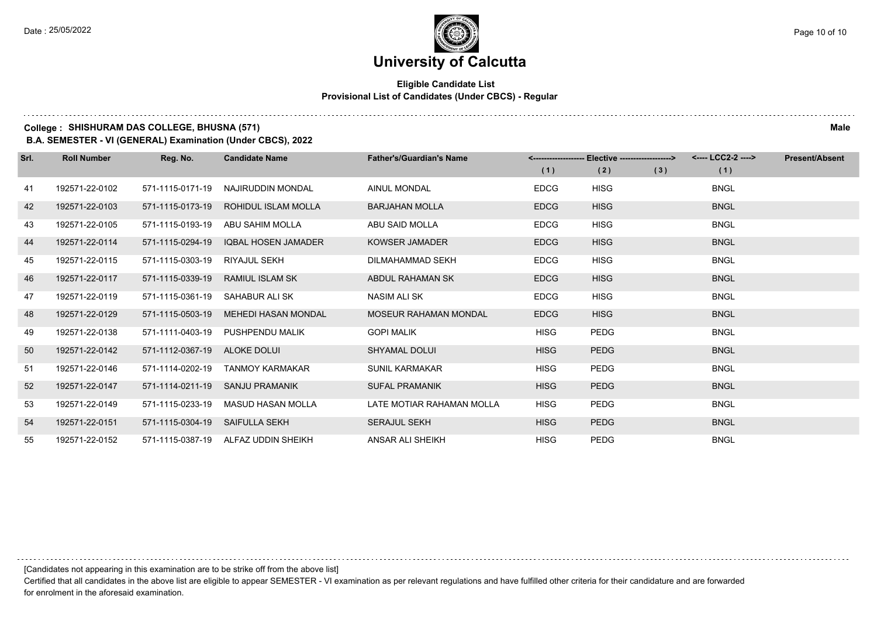# University of Calcutta

**Eligible Candidate List**
**Provisional List of Candidates (Under CBCS) - Regular**

**College : SHISHURAM DAS COLLEGE, BHUSNA (571)** **Male**

**B.A. SEMESTER - VI (GENERAL) Examination (Under CBCS), 2022**

| Srl. | Roll Number | Reg. No. | Candidate Name | Father's/Guardian's Name | Elective (1) | Elective (2) | Elective (3) | LCC2-2 (1) | Present/Absent |
|---|---|---|---|---|---|---|---|---|---|
| 41 | 192571-22-0102 | 571-1115-0171-19 | NAJIRUDDIN MONDAL | AINUL MONDAL | EDCG | HISG | | BNGL | |
| 42 | 192571-22-0103 | 571-1115-0173-19 | ROHIDUL ISLAM MOLLA | BARJAHAN MOLLA | EDCG | HISG | | BNGL | |
| 43 | 192571-22-0105 | 571-1115-0193-19 | ABU SAHIM MOLLA | ABU SAID MOLLA | EDCG | HISG | | BNGL | |
| 44 | 192571-22-0114 | 571-1115-0294-19 | IQBAL HOSEN JAMADER | KOWSER JAMADER | EDCG | HISG | | BNGL | |
| 45 | 192571-22-0115 | 571-1115-0303-19 | RIYAJUL SEKH | DILMAHAMMAD SEKH | EDCG | HISG | | BNGL | |
| 46 | 192571-22-0117 | 571-1115-0339-19 | RAMIUL ISLAM SK | ABDUL RAHAMAN SK | EDCG | HISG | | BNGL | |
| 47 | 192571-22-0119 | 571-1115-0361-19 | SAHABUR ALI SK | NASIM ALI SK | EDCG | HISG | | BNGL | |
| 48 | 192571-22-0129 | 571-1115-0503-19 | MEHEDI HASAN MONDAL | MOSEUR RAHAMAN MONDAL | EDCG | HISG | | BNGL | |
| 49 | 192571-22-0138 | 571-1111-0403-19 | PUSHPENDU MALIK | GOPI MALIK | HISG | PEDG | | BNGL | |
| 50 | 192571-22-0142 | 571-1112-0367-19 | ALOKE DOLUI | SHYAMAL DOLUI | HISG | PEDG | | BNGL | |
| 51 | 192571-22-0146 | 571-1114-0202-19 | TANMOY KARMAKAR | SUNIL KARMAKAR | HISG | PEDG | | BNGL | |
| 52 | 192571-22-0147 | 571-1114-0211-19 | SANJU PRAMANIK | SUFAL PRAMANIK | HISG | PEDG | | BNGL | |
| 53 | 192571-22-0149 | 571-1115-0233-19 | MASUD HASAN MOLLA | LATE MOTIAR RAHAMAN MOLLA | HISG | PEDG | | BNGL | |
| 54 | 192571-22-0151 | 571-1115-0304-19 | SAIFULLA SEKH | SERAJUL SEKH | HISG | PEDG | | BNGL | |
| 55 | 192571-22-0152 | 571-1115-0387-19 | ALFAZ UDDIN SHEIKH | ANSAR ALI SHEIKH | HISG | PEDG | | BNGL | |

[Candidates not appearing in this examination are to be strike off from the above list]

Certified that all candidates in the above list are eligible to appear SEMESTER - VI examination as per relevant regulations and have fulfilled other criteria for their candidature and are forwarded for enrolment in the aforesaid examination.